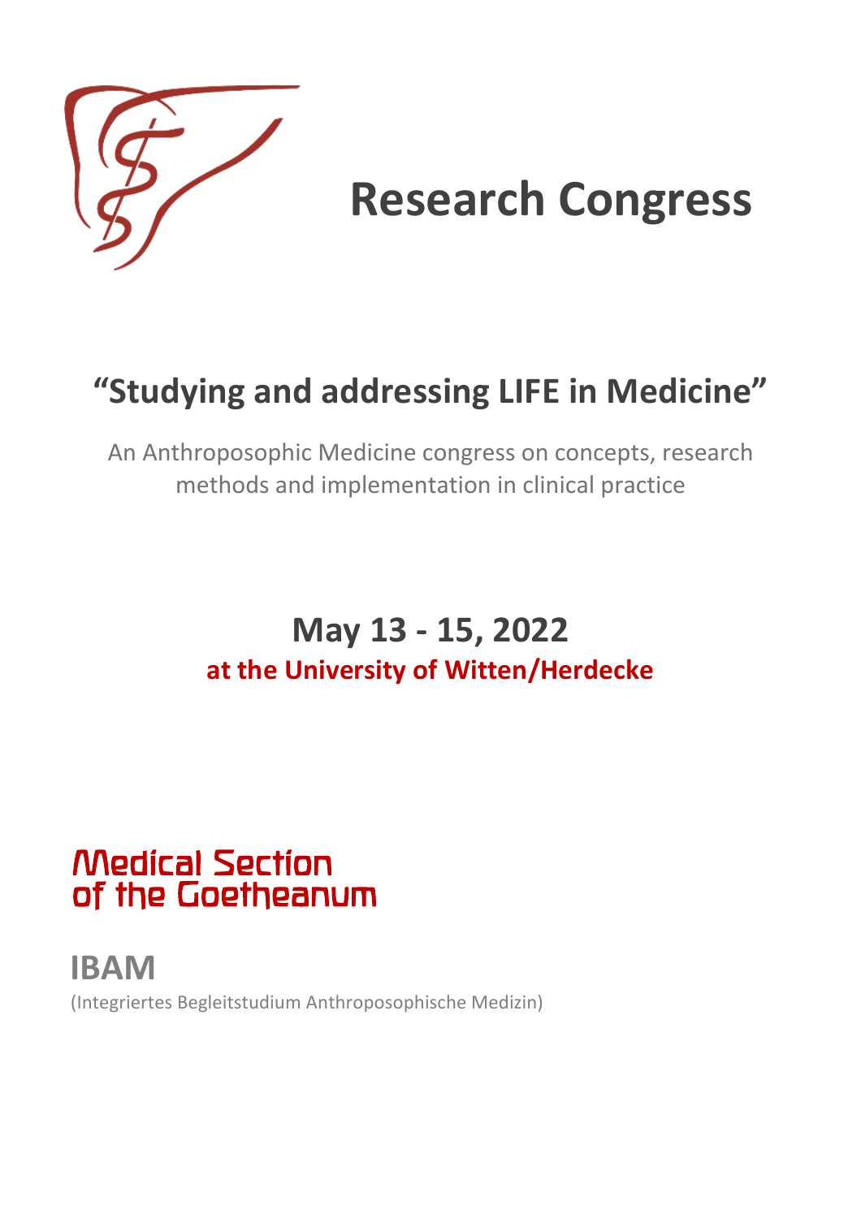# Research Congress

## "Studying and addressing LIFE in Medicine"

An Anthroposophic Medicine congress on concepts, research methods and implementation in clinical practice

## May 13 - 15, 2022

**at the University of Witten/Herdecke**

Medical Section of the Goetheanum

**IBAM**

(Integriertes Begleitstudium Anthroposophische Medizin)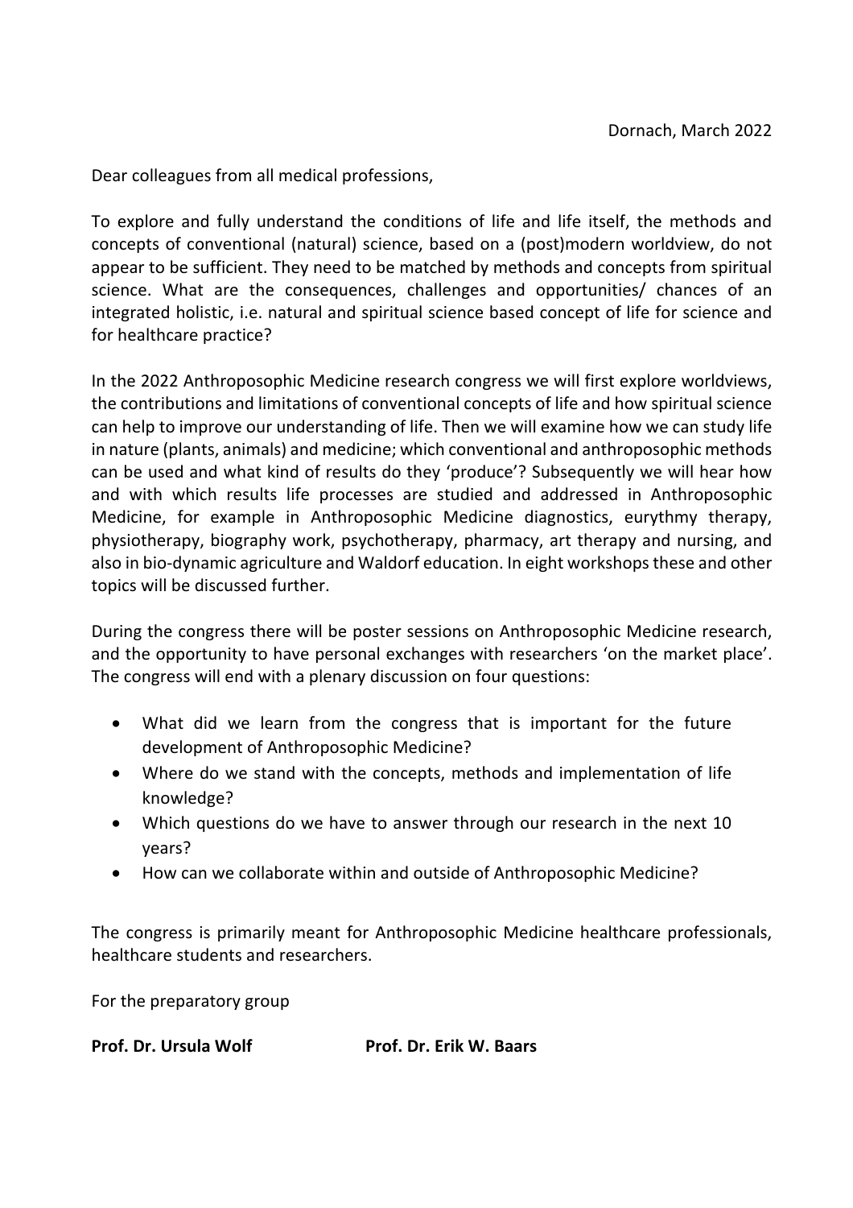Dornach, March 2022

Dear colleagues from all medical professions,

To explore and fully understand the conditions of life and life itself, the methods and concepts of conventional (natural) science, based on a (post)modern worldview, do not appear to be sufficient. They need to be matched by methods and concepts from spiritual science. What are the consequences, challenges and opportunities/ chances of an integrated holistic, i.e. natural and spiritual science based concept of life for science and for healthcare practice?

In the 2022 Anthroposophic Medicine research congress we will first explore worldviews, the contributions and limitations of conventional concepts of life and how spiritual science can help to improve our understanding of life. Then we will examine how we can study life in nature (plants, animals) and medicine; which conventional and anthroposophic methods can be used and what kind of results do they 'produce'? Subsequently we will hear how and with which results life processes are studied and addressed in Anthroposophic Medicine, for example in Anthroposophic Medicine diagnostics, eurythmy therapy, physiotherapy, biography work, psychotherapy, pharmacy, art therapy and nursing, and also in bio-dynamic agriculture and Waldorf education. In eight workshops these and other topics will be discussed further.

During the congress there will be poster sessions on Anthroposophic Medicine research, and the opportunity to have personal exchanges with researchers 'on the market place'. The congress will end with a plenary discussion on four questions:

- What did we learn from the congress that is important for the future development of Anthroposophic Medicine?
- Where do we stand with the concepts, methods and implementation of life knowledge?
- Which questions do we have to answer through our research in the next 10 years?
- How can we collaborate within and outside of Anthroposophic Medicine?

The congress is primarily meant for Anthroposophic Medicine healthcare professionals, healthcare students and researchers.

For the preparatory group

**Prof. Dr. Ursula Wolf** **Prof. Dr. Erik W. Baars**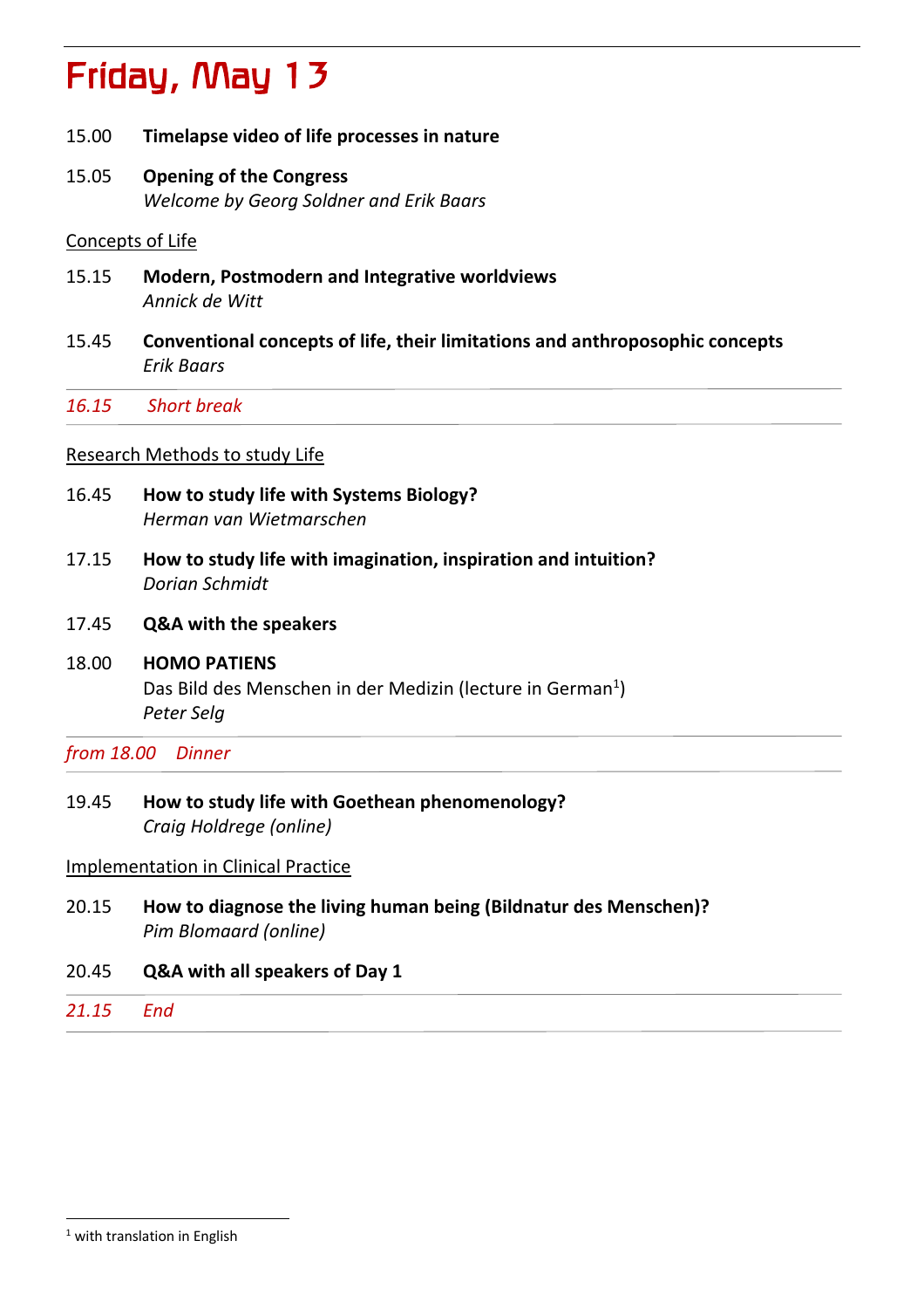# Friday, May 13

15.00 **Timelapse video of life processes in nature**

15.05 **Opening of the Congress**
*Welcome by Georg Soldner and Erik Baars*

Concepts of Life

15.15 **Modern, Postmodern and Integrative worldviews**
*Annick de Witt*

15.45 **Conventional concepts of life, their limitations and anthroposophic concepts**
*Erik Baars*

*16.15 Short break*

Research Methods to study Life

16.45 **How to study life with Systems Biology?**
*Herman van Wietmarschen*

17.15 **How to study life with imagination, inspiration and intuition?**
*Dorian Schmidt*

17.45 **Q&A with the speakers**

18.00 **HOMO PATIENS**
Das Bild des Menschen in der Medizin (lecture in German[1])
*Peter Selg*

*from 18.00 Dinner*

19.45 **How to study life with Goethean phenomenology?**
*Craig Holdrege (online)*

Implementation in Clinical Practice

20.15 **How to diagnose the living human being (Bildnatur des Menschen)?**
*Pim Blomaard (online)*

20.45 **Q&A with all speakers of Day 1**

*21.15 End*

[1] with translation in English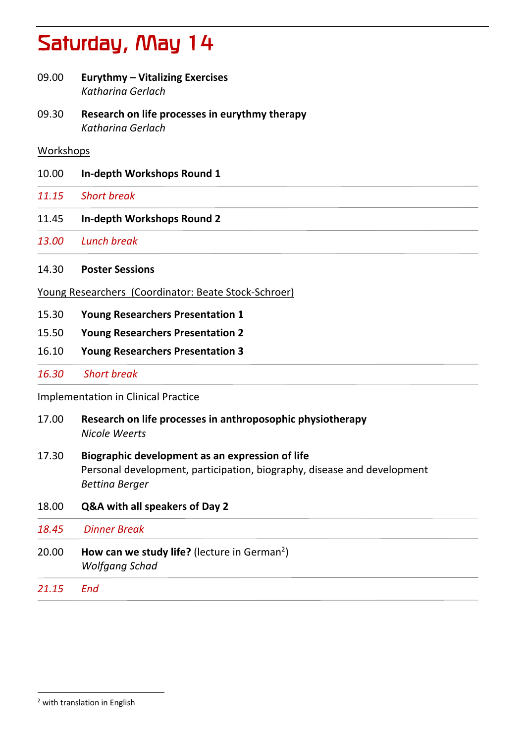# Saturday, May 14

09.00 **Eurythmy – Vitalizing Exercises**
*Katharina Gerlach*

09.30 **Research on life processes in eurythmy therapy**
*Katharina Gerlach*

Workshops

10.00 **In-depth Workshops Round 1**

*11.15 Short break*

11.45 **In-depth Workshops Round 2**

*13.00 Lunch break*

14.30 **Poster Sessions**

Young Researchers (Coordinator: Beate Stock-Schroer)

15.30 **Young Researchers Presentation 1**

15.50 **Young Researchers Presentation 2**

16.10 **Young Researchers Presentation 3**

*16.30 Short break*

Implementation in Clinical Practice

17.00 **Research on life processes in anthroposophic physiotherapy**
*Nicole Weerts*

17.30 **Biographic development as an expression of life**
Personal development, participation, biography, disease and development
*Bettina Berger*

18.00 **Q&A with all speakers of Day 2**

*18.45 Dinner Break*

20.00 **How can we study life?** (lecture in German[2])
*Wolfgang Schad*

*21.15 End*

[2] with translation in English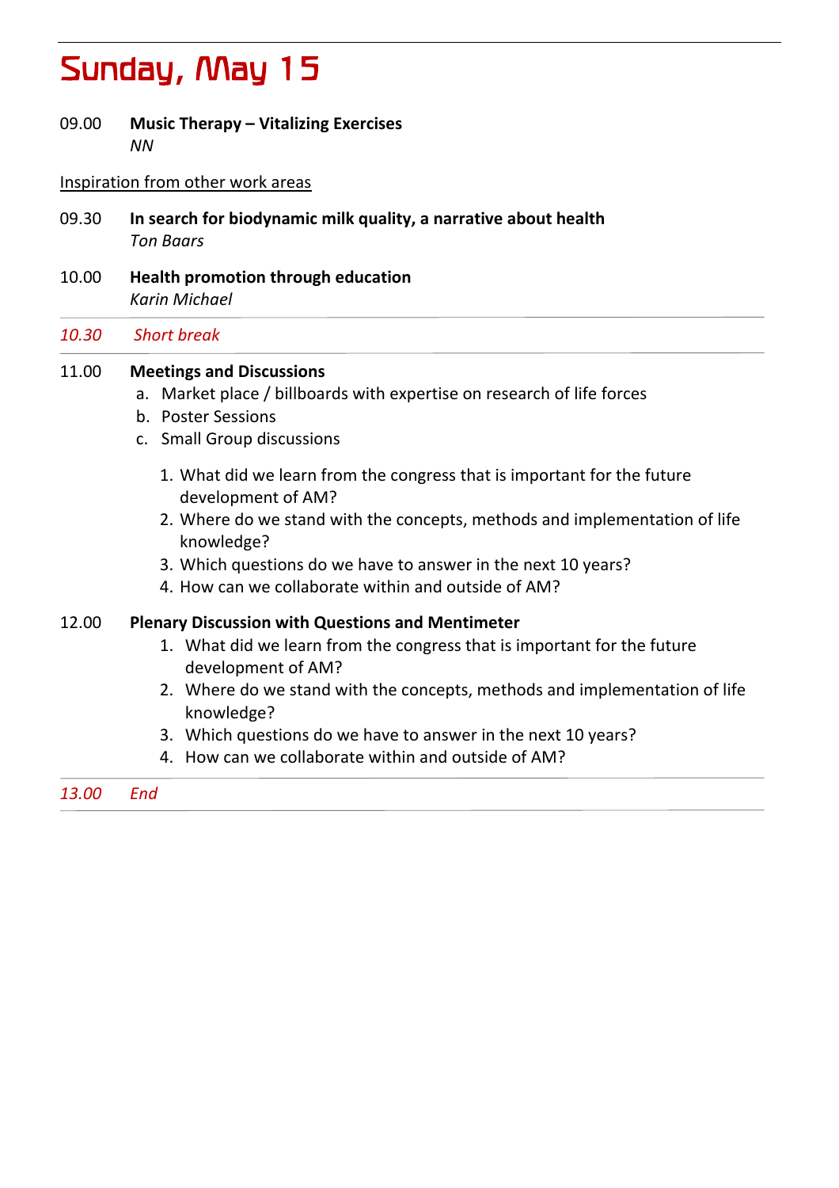# Sunday, May 15

09.00 **Music Therapy – Vitalizing Exercises**
*NN*

Inspiration from other work areas

09.30 **In search for biodynamic milk quality, a narrative about health**
*Ton Baars*

10.00 **Health promotion through education**
*Karin Michael*

---

*10.30 Short break*

---

11.00 **Meetings and Discussions**

a. Market place / billboards with expertise on research of life forces
b. Poster Sessions
c. Small Group discussions

1. What did we learn from the congress that is important for the future development of AM?
2. Where do we stand with the concepts, methods and implementation of life knowledge?
3. Which questions do we have to answer in the next 10 years?
4. How can we collaborate within and outside of AM?

12.00 **Plenary Discussion with Questions and Mentimeter**

1. What did we learn from the congress that is important for the future development of AM?
2. Where do we stand with the concepts, methods and implementation of life knowledge?
3. Which questions do we have to answer in the next 10 years?
4. How can we collaborate within and outside of AM?

---

*13.00 End*

---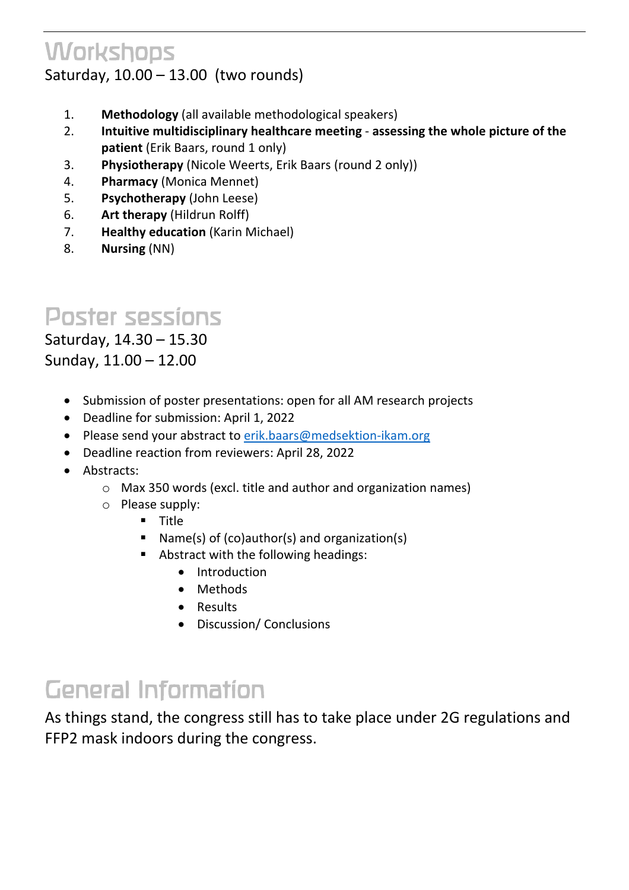# Workshops

Saturday, 10.00 – 13.00 (two rounds)

1. **Methodology** (all available methodological speakers)
2. **Intuitive multidisciplinary healthcare meeting** - **assessing the whole picture of the patient** (Erik Baars, round 1 only)
3. **Physiotherapy** (Nicole Weerts, Erik Baars (round 2 only))
4. **Pharmacy** (Monica Mennet)
5. **Psychotherapy** (John Leese)
6. **Art therapy** (Hildrun Rolff)
7. **Healthy education** (Karin Michael)
8. **Nursing** (NN)

# Poster sessions

Saturday, 14.30 – 15.30
Sunday, 11.00 – 12.00

- Submission of poster presentations: open for all AM research projects
- Deadline for submission: April 1, 2022
- Please send your abstract to erik.baars@medsektion-ikam.org
- Deadline reaction from reviewers: April 28, 2022
- Abstracts:
  - Max 350 words (excl. title and author and organization names)
  - Please supply:
    - Title
    - Name(s) of (co)author(s) and organization(s)
    - Abstract with the following headings:
      - Introduction
      - Methods
      - Results
      - Discussion/ Conclusions

# General Information

As things stand, the congress still has to take place under 2G regulations and FFP2 mask indoors during the congress.